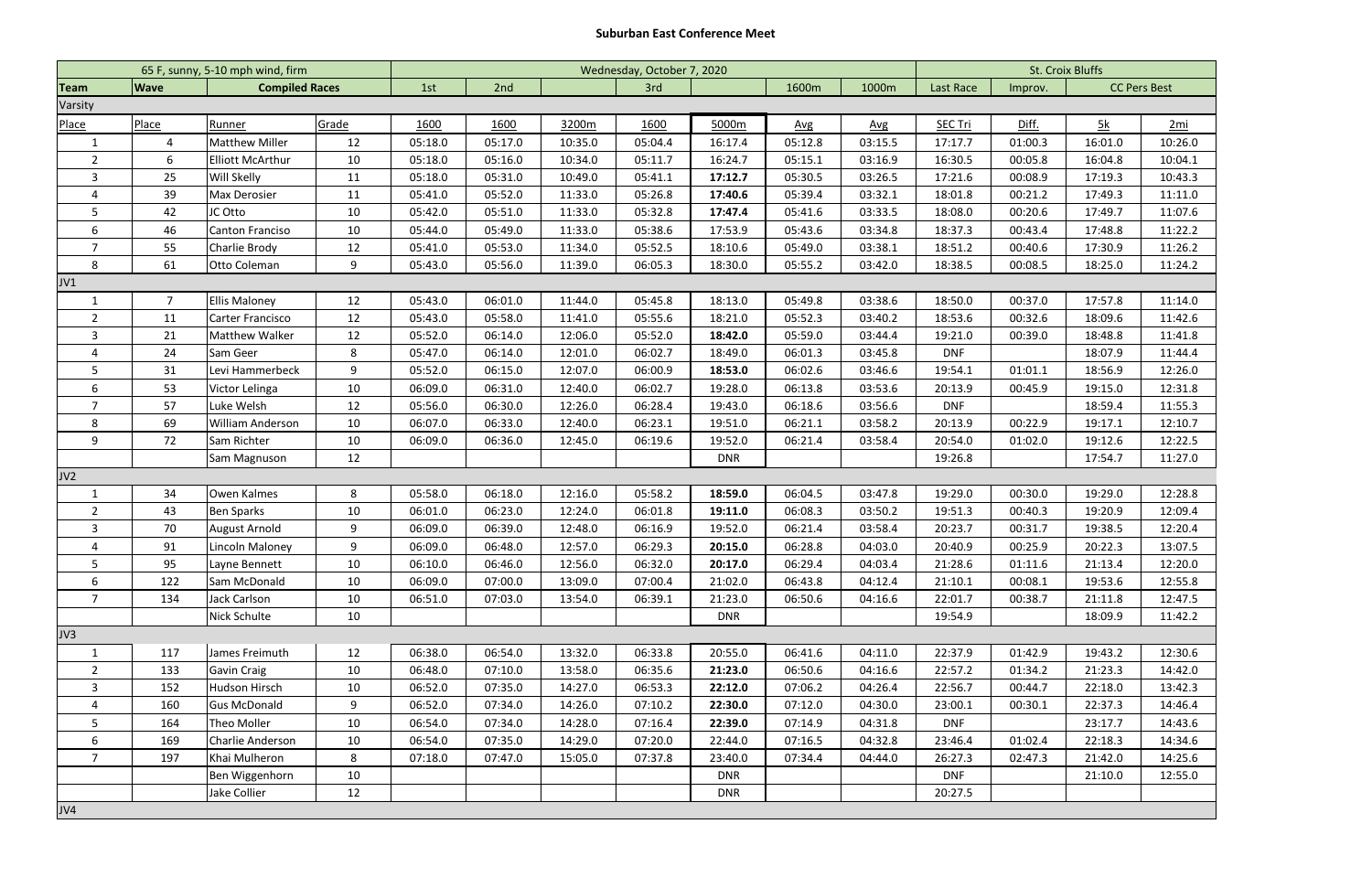# Suburban East Conference Meet

| 65 F, sunny, 5-10 mph wind, firm | | | | Wednesday, October 7, 2020 | | | | | | | St. Croix Bluffs | | | |
|---|---|---|---|---|---|---|---|---|---|---|---|---|---|---|
| **Team** | **Wave** | **Compiled Races** | | 1st | 2nd | | 3rd | | 1600m | 1000m | Last Race | Improv. | CC Pers Best | |
| Varsity | | | | | | | | | | | | | | |
| Place | Place | Runner | Grade | 1600 | 1600 | 3200m | 1600 | 5000m | Avg | Avg | SEC Tri | Diff. | 5k | 2mi |
| 1 | 4 | Matthew Miller | 12 | 05:18.0 | 05:17.0 | 10:35.0 | 05:04.4 | 16:17.4 | 05:12.8 | 03:15.5 | 17:17.7 | 01:00.3 | 16:01.0 | 10:26.0 |
| 2 | 6 | Elliott McArthur | 10 | 05:18.0 | 05:16.0 | 10:34.0 | 05:11.7 | 16:24.7 | 05:15.1 | 03:16.9 | 16:30.5 | 00:05.8 | 16:04.8 | 10:04.1 |
| 3 | 25 | Will Skelly | 11 | 05:18.0 | 05:31.0 | 10:49.0 | 05:41.1 | **17:12.7** | 05:30.5 | 03:26.5 | 17:21.6 | 00:08.9 | 17:19.3 | 10:43.3 |
| 4 | 39 | Max Derosier | 11 | 05:41.0 | 05:52.0 | 11:33.0 | 05:26.8 | **17:40.6** | 05:39.4 | 03:32.1 | 18:01.8 | 00:21.2 | 17:49.3 | 11:11.0 |
| 5 | 42 | JC Otto | 10 | 05:42.0 | 05:51.0 | 11:33.0 | 05:32.8 | **17:47.4** | 05:41.6 | 03:33.5 | 18:08.0 | 00:20.6 | 17:49.7 | 11:07.6 |
| 6 | 46 | Canton Franciso | 10 | 05:44.0 | 05:49.0 | 11:33.0 | 05:38.6 | 17:53.9 | 05:43.6 | 03:34.8 | 18:37.3 | 00:43.4 | 17:48.8 | 11:22.2 |
| 7 | 55 | Charlie Brody | 12 | 05:41.0 | 05:53.0 | 11:34.0 | 05:52.5 | 18:10.6 | 05:49.0 | 03:38.1 | 18:51.2 | 00:40.6 | 17:30.9 | 11:26.2 |
| 8 | 61 | Otto Coleman | 9 | 05:43.0 | 05:56.0 | 11:39.0 | 06:05.3 | 18:30.0 | 05:55.2 | 03:42.0 | 18:38.5 | 00:08.5 | 18:25.0 | 11:24.2 |
| JV1 | | | | | | | | | | | | | | |
| 1 | 7 | Ellis Maloney | 12 | 05:43.0 | 06:01.0 | 11:44.0 | 05:45.8 | 18:13.0 | 05:49.8 | 03:38.6 | 18:50.0 | 00:37.0 | 17:57.8 | 11:14.0 |
| 2 | 11 | Carter Francisco | 12 | 05:43.0 | 05:58.0 | 11:41.0 | 05:55.6 | 18:21.0 | 05:52.3 | 03:40.2 | 18:53.6 | 00:32.6 | 18:09.6 | 11:42.6 |
| 3 | 21 | Matthew Walker | 12 | 05:52.0 | 06:14.0 | 12:06.0 | 05:52.0 | **18:42.0** | 05:59.0 | 03:44.4 | 19:21.0 | 00:39.0 | 18:48.8 | 11:41.8 |
| 4 | 24 | Sam Geer | 8 | 05:47.0 | 06:14.0 | 12:01.0 | 06:02.7 | 18:49.0 | 06:01.3 | 03:45.8 | DNF | | 18:07.9 | 11:44.4 |
| 5 | 31 | Levi Hammerbeck | 9 | 05:52.0 | 06:15.0 | 12:07.0 | 06:00.9 | **18:53.0** | 06:02.6 | 03:46.6 | 19:54.1 | 01:01.1 | 18:56.9 | 12:26.0 |
| 6 | 53 | Victor Lelinga | 10 | 06:09.0 | 06:31.0 | 12:40.0 | 06:02.7 | 19:28.0 | 06:13.8 | 03:53.6 | 20:13.9 | 00:45.9 | 19:15.0 | 12:31.8 |
| 7 | 57 | Luke Welsh | 12 | 05:56.0 | 06:30.0 | 12:26.0 | 06:28.4 | 19:43.0 | 06:18.6 | 03:56.6 | DNF | | 18:59.4 | 11:55.3 |
| 8 | 69 | William Anderson | 10 | 06:07.0 | 06:33.0 | 12:40.0 | 06:23.1 | 19:51.0 | 06:21.1 | 03:58.2 | 20:13.9 | 00:22.9 | 19:17.1 | 12:10.7 |
| 9 | 72 | Sam Richter | 10 | 06:09.0 | 06:36.0 | 12:45.0 | 06:19.6 | 19:52.0 | 06:21.4 | 03:58.4 | 20:54.0 | 01:02.0 | 19:12.6 | 12:22.5 |
| | | Sam Magnuson | 12 | | | | | DNR | | | 19:26.8 | | 17:54.7 | 11:27.0 |
| JV2 | | | | | | | | | | | | | | |
| 1 | 34 | Owen Kalmes | 8 | 05:58.0 | 06:18.0 | 12:16.0 | 05:58.2 | **18:59.0** | 06:04.5 | 03:47.8 | 19:29.0 | 00:30.0 | 19:29.0 | 12:28.8 |
| 2 | 43 | Ben Sparks | 10 | 06:01.0 | 06:23.0 | 12:24.0 | 06:01.8 | **19:11.0** | 06:08.3 | 03:50.2 | 19:51.3 | 00:40.3 | 19:20.9 | 12:09.4 |
| 3 | 70 | August Arnold | 9 | 06:09.0 | 06:39.0 | 12:48.0 | 06:16.9 | 19:52.0 | 06:21.4 | 03:58.4 | 20:23.7 | 00:31.7 | 19:38.5 | 12:20.4 |
| 4 | 91 | Lincoln Maloney | 9 | 06:09.0 | 06:48.0 | 12:57.0 | 06:29.3 | **20:15.0** | 06:28.8 | 04:03.0 | 20:40.9 | 00:25.9 | 20:22.3 | 13:07.5 |
| 5 | 95 | Layne Bennett | 10 | 06:10.0 | 06:46.0 | 12:56.0 | 06:32.0 | **20:17.0** | 06:29.4 | 04:03.4 | 21:28.6 | 01:11.6 | 21:13.4 | 12:20.0 |
| 6 | 122 | Sam McDonald | 10 | 06:09.0 | 07:00.0 | 13:09.0 | 07:00.4 | 21:02.0 | 06:43.8 | 04:12.4 | 21:10.1 | 00:08.1 | 19:53.6 | 12:55.8 |
| 7 | 134 | Jack Carlson | 10 | 06:51.0 | 07:03.0 | 13:54.0 | 06:39.1 | 21:23.0 | 06:50.6 | 04:16.6 | 22:01.7 | 00:38.7 | 21:11.8 | 12:47.5 |
| | | Nick Schulte | 10 | | | | | DNR | | | 19:54.9 | | 18:09.9 | 11:42.2 |
| JV3 | | | | | | | | | | | | | | |
| 1 | 117 | James Freimuth | 12 | 06:38.0 | 06:54.0 | 13:32.0 | 06:33.8 | 20:55.0 | 06:41.6 | 04:11.0 | 22:37.9 | 01:42.9 | 19:43.2 | 12:30.6 |
| 2 | 133 | Gavin Craig | 10 | 06:48.0 | 07:10.0 | 13:58.0 | 06:35.6 | **21:23.0** | 06:50.6 | 04:16.6 | 22:57.2 | 01:34.2 | 21:23.3 | 14:42.0 |
| 3 | 152 | Hudson Hirsch | 10 | 06:52.0 | 07:35.0 | 14:27.0 | 06:53.3 | **22:12.0** | 07:06.2 | 04:26.4 | 22:56.7 | 00:44.7 | 22:18.0 | 13:42.3 |
| 4 | 160 | Gus McDonald | 9 | 06:52.0 | 07:34.0 | 14:26.0 | 07:10.2 | **22:30.0** | 07:12.0 | 04:30.0 | 23:00.1 | 00:30.1 | 22:37.3 | 14:46.4 |
| 5 | 164 | Theo Moller | 10 | 06:54.0 | 07:34.0 | 14:28.0 | 07:16.4 | **22:39.0** | 07:14.9 | 04:31.8 | DNF | | 23:17.7 | 14:43.6 |
| 6 | 169 | Charlie Anderson | 10 | 06:54.0 | 07:35.0 | 14:29.0 | 07:20.0 | 22:44.0 | 07:16.5 | 04:32.8 | 23:46.4 | 01:02.4 | 22:18.3 | 14:34.6 |
| 7 | 197 | Khai Mulheron | 8 | 07:18.0 | 07:47.0 | 15:05.0 | 07:37.8 | 23:40.0 | 07:34.4 | 04:44.0 | 26:27.3 | 02:47.3 | 21:42.0 | 14:25.6 |
| | | Ben Wiggenhorn | 10 | | | | | DNR | | | DNF | | 21:10.0 | 12:55.0 |
| | | Jake Collier | 12 | | | | | DNR | | | 20:27.5 | | | |
| JV4 | | | | | | | | | | | | | | |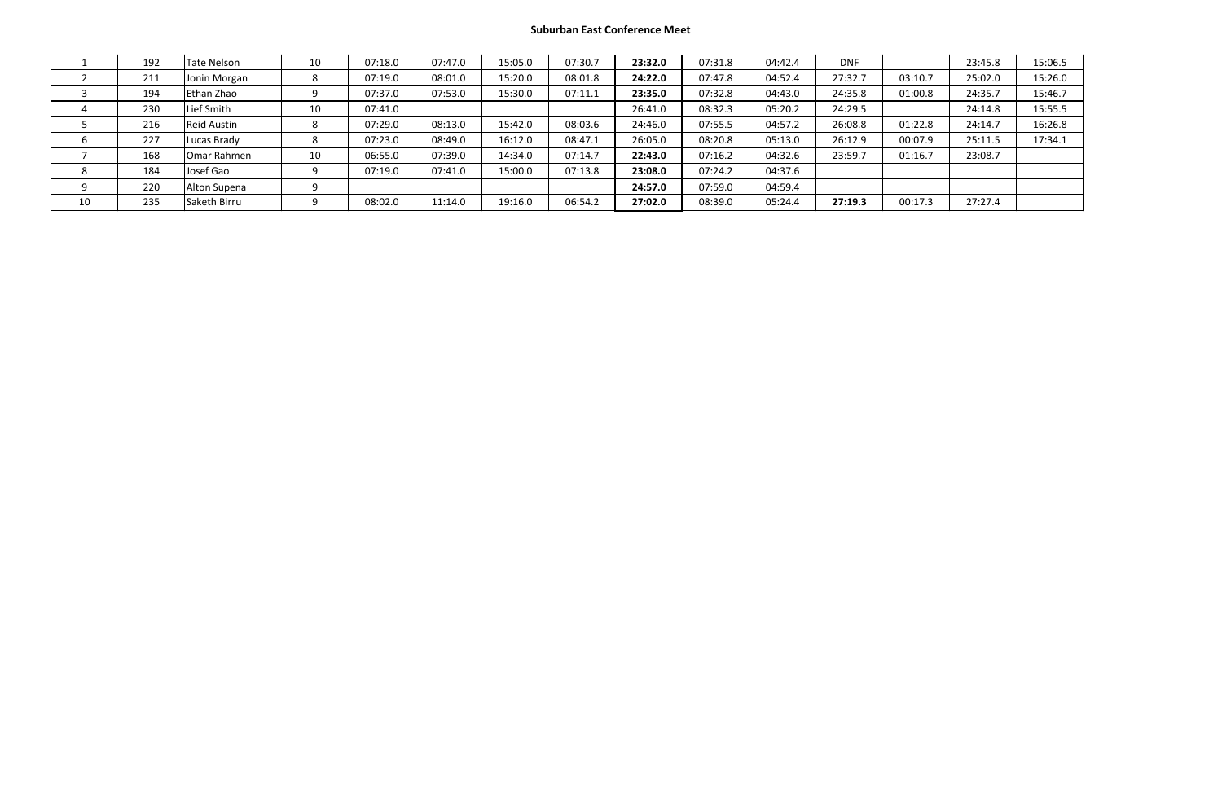**Suburban East Conference Meet**

| | | | | | | | | | | | | | | |
|---|---|---|---|---|---|---|---|---|---|---|---|---|---|---|
| 1 | 192 | Tate Nelson | 10 | 07:18.0 | 07:47.0 | 15:05.0 | 07:30.7 | **23:32.0** | 07:31.8 | 04:42.4 | DNF | | 23:45.8 | 15:06.5 |
| 2 | 211 | Jonin Morgan | 8 | 07:19.0 | 08:01.0 | 15:20.0 | 08:01.8 | **24:22.0** | 07:47.8 | 04:52.4 | 27:32.7 | 03:10.7 | 25:02.0 | 15:26.0 |
| 3 | 194 | Ethan Zhao | 9 | 07:37.0 | 07:53.0 | 15:30.0 | 07:11.1 | **23:35.0** | 07:32.8 | 04:43.0 | 24:35.8 | 01:00.8 | 24:35.7 | 15:46.7 |
| 4 | 230 | Lief Smith | 10 | 07:41.0 | | | | 26:41.0 | 08:32.3 | 05:20.2 | 24:29.5 | | 24:14.8 | 15:55.5 |
| 5 | 216 | Reid Austin | 8 | 07:29.0 | 08:13.0 | 15:42.0 | 08:03.6 | 24:46.0 | 07:55.5 | 04:57.2 | 26:08.8 | 01:22.8 | 24:14.7 | 16:26.8 |
| 6 | 227 | Lucas Brady | 8 | 07:23.0 | 08:49.0 | 16:12.0 | 08:47.1 | 26:05.0 | 08:20.8 | 05:13.0 | 26:12.9 | 00:07.9 | 25:11.5 | 17:34.1 |
| 7 | 168 | Omar Rahmen | 10 | 06:55.0 | 07:39.0 | 14:34.0 | 07:14.7 | **22:43.0** | 07:16.2 | 04:32.6 | 23:59.7 | 01:16.7 | 23:08.7 | |
| 8 | 184 | Josef Gao | 9 | 07:19.0 | 07:41.0 | 15:00.0 | 07:13.8 | **23:08.0** | 07:24.2 | 04:37.6 | | | | |
| 9 | 220 | Alton Supena | 9 | | | | | **24:57.0** | 07:59.0 | 04:59.4 | | | | |
| 10 | 235 | Saketh Birru | 9 | 08:02.0 | 11:14.0 | 19:16.0 | 06:54.2 | **27:02.0** | 08:39.0 | 05:24.4 | **27:19.3** | 00:17.3 | 27:27.4 | |